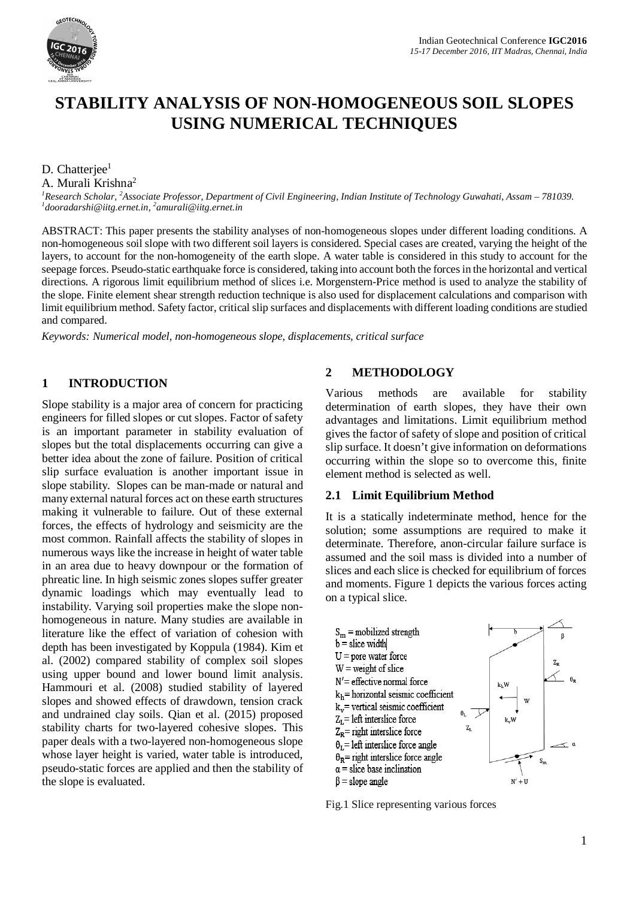# STABILITY ANALYSIS OF NON-HOMOGENEOUS SOIL SLOPES USING NUMERICAL TECHNIQUES

D. Chatterjee[1]
A. Murali Krishna[2]

*[1]Research Scholar, [2]Associate Professor, Department of Civil Engineering, Indian Institute of Technology Guwahati, Assam – 781039.*
*[1]dooradarshi@iitg.ernet.in, [2]amurali@iitg.ernet.in*

ABSTRACT: This paper presents the stability analyses of non-homogeneous slopes under different loading conditions. A non-homogeneous soil slope with two different soil layers is considered. Special cases are created, varying the height of the layers, to account for the non-homogeneity of the earth slope. A water table is considered in this study to account for the seepage forces. Pseudo-static earthquake force is considered, taking into account both the forces in the horizontal and vertical directions. A rigorous limit equilibrium method of slices i.e. Morgenstern-Price method is used to analyze the stability of the slope. Finite element shear strength reduction technique is also used for displacement calculations and comparison with limit equilibrium method. Safety factor, critical slip surfaces and displacements with different loading conditions are studied and compared.

*Keywords: Numerical model, non-homogeneous slope, displacements, critical surface*

## 1 INTRODUCTION

Slope stability is a major area of concern for practicing engineers for filled slopes or cut slopes. Factor of safety is an important parameter in stability evaluation of slopes but the total displacements occurring can give a better idea about the zone of failure. Position of critical slip surface evaluation is another important issue in slope stability. Slopes can be man-made or natural and many external natural forces act on these earth structures making it vulnerable to failure. Out of these external forces, the effects of hydrology and seismicity are the most common. Rainfall affects the stability of slopes in numerous ways like the increase in height of water table in an area due to heavy downpour or the formation of phreatic line. In high seismic zones slopes suffer greater dynamic loadings which may eventually lead to instability. Varying soil properties make the slope non-homogeneous in nature. Many studies are available in literature like the effect of variation of cohesion with depth has been investigated by Koppula (1984). Kim et al. (2002) compared stability of complex soil slopes using upper bound and lower bound limit analysis. Hammouri et al. (2008) studied stability of layered slopes and showed effects of drawdown, tension crack and undrained clay soils. Qian et al. (2015) proposed stability charts for two-layered cohesive slopes. This paper deals with a two-layered non-homogeneous slope whose layer height is varied, water table is introduced, pseudo-static forces are applied and then the stability of the slope is evaluated.

## 2 METHODOLOGY

Various methods are available for stability determination of earth slopes, they have their own advantages and limitations. Limit equilibrium method gives the factor of safety of slope and position of critical slip surface. It doesn't give information on deformations occurring within the slope so to overcome this, finite element method is selected as well.

### 2.1 Limit Equilibrium Method

It is a statically indeterminate method, hence for the solution; some assumptions are required to make it determinate. Therefore, anon-circular failure surface is assumed and the soil mass is divided into a number of slices and each slice is checked for equilibrium of forces and moments. Figure 1 depicts the various forces acting on a typical slice.

$S_m$ = mobilized strength
b = slice width
U = pore water force
W = weight of slice
N′ = effective normal force
$k_h$ = horizontal seismic coefficient
$k_v$ = vertical seismic coefficient
$Z_L$ = left interslice force
$Z_R$ = right interslice force
$\theta_L$ = left interslice force angle
$\theta_R$ = right interslice force angle
α = slice base inclination
β = slope angle

Fig.1 Slice representing various forces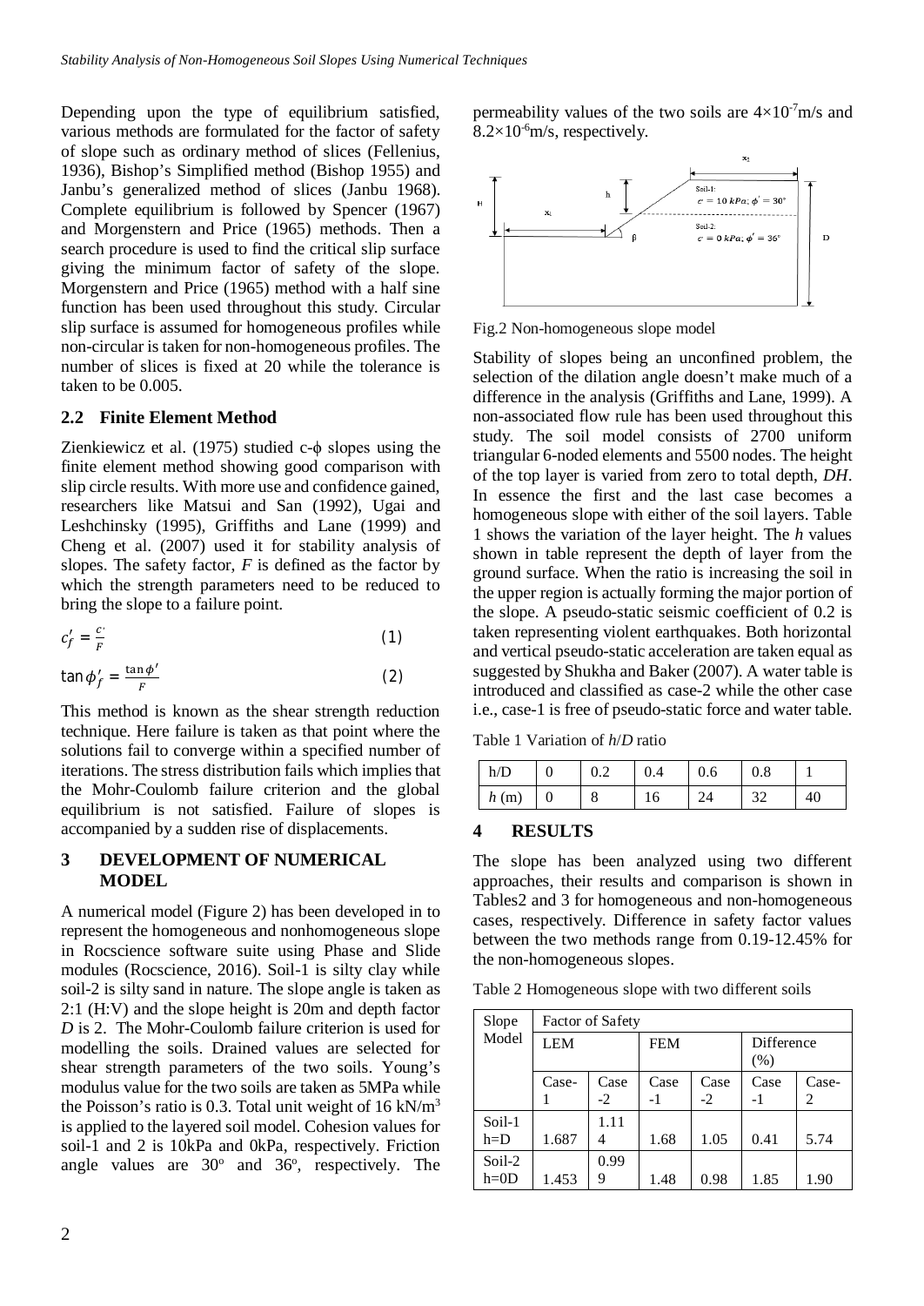Depending upon the type of equilibrium satisfied, various methods are formulated for the factor of safety of slope such as ordinary method of slices (Fellenius, 1936), Bishop's Simplified method (Bishop 1955) and Janbu's generalized method of slices (Janbu 1968). Complete equilibrium is followed by Spencer (1967) and Morgenstern and Price (1965) methods. Then a search procedure is used to find the critical slip surface giving the minimum factor of safety of the slope. Morgenstern and Price (1965) method with a half sine function has been used throughout this study. Circular slip surface is assumed for homogeneous profiles while non-circular is taken for non-homogeneous profiles. The number of slices is fixed at 20 while the tolerance is taken to be 0.005.

### 2.2 Finite Element Method

Zienkiewicz et al. (1975) studied c-ϕ slopes using the finite element method showing good comparison with slip circle results. With more use and confidence gained, researchers like Matsui and San (1992), Ugai and Leshchinsky (1995), Griffiths and Lane (1999) and Cheng et al. (2007) used it for stability analysis of slopes. The safety factor, $F$ is defined as the factor by which the strength parameters need to be reduced to bring the slope to a failure point.

$$c_f' = \frac{c'}{F} \qquad (1)$$

$$\tan\phi_f' = \frac{\tan\phi'}{F} \qquad (2)$$

This method is known as the shear strength reduction technique. Here failure is taken as that point where the solutions fail to converge within a specified number of iterations. The stress distribution fails which implies that the Mohr-Coulomb failure criterion and the global equilibrium is not satisfied. Failure of slopes is accompanied by a sudden rise of displacements.

## 3 DEVELOPMENT OF NUMERICAL MODEL

A numerical model (Figure 2) has been developed in to represent the homogeneous and nonhomogeneous slope in Rocscience software suite using Phase and Slide modules (Rocscience, 2016). Soil-1 is silty clay while soil-2 is silty sand in nature. The slope angle is taken as 2:1 (H:V) and the slope height is 20m and depth factor $D$ is 2. The Mohr-Coulomb failure criterion is used for modelling the soils. Drained values are selected for shear strength parameters of the two soils. Young's modulus value for the two soils are taken as 5MPa while the Poisson's ratio is 0.3. Total unit weight of 16 kN/m$^3$ is applied to the layered soil model. Cohesion values for soil-1 and 2 is 10kPa and 0kPa, respectively. Friction angle values are 30$^o$ and 36$^o$, respectively. The permeability values of the two soils are $4\times10^{-7}$m/s and $8.2\times10^{-6}$m/s, respectively.

Fig.2 Non-homogeneous slope model

Stability of slopes being an unconfined problem, the selection of the dilation angle doesn't make much of a difference in the analysis (Griffiths and Lane, 1999). A non-associated flow rule has been used throughout this study. The soil model consists of 2700 uniform triangular 6-noded elements and 5500 nodes. The height of the top layer is varied from zero to total depth, $DH$. In essence the first and the last case becomes a homogeneous slope with either of the soil layers. Table 1 shows the variation of the layer height. The $h$ values shown in table represent the depth of layer from the ground surface. When the ratio is increasing the soil in the upper region is actually forming the major portion of the slope. A pseudo-static seismic coefficient of 0.2 is taken representing violent earthquakes. Both horizontal and vertical pseudo-static acceleration are taken equal as suggested by Shukha and Baker (2007). A water table is introduced and classified as case-2 while the other case i.e., case-1 is free of pseudo-static force and water table.

Table 1 Variation of $h/D$ ratio

| h/D | 0 | 0.2 | 0.4 | 0.6 | 0.8 | 1 |
|---|---|---|---|---|---|---|
| $h$ (m) | 0 | 8 | 16 | 24 | 32 | 40 |

## 4 RESULTS

The slope has been analyzed using two different approaches, their results and comparison is shown in Tables2 and 3 for homogeneous and non-homogeneous cases, respectively. Difference in safety factor values between the two methods range from 0.19-12.45% for the non-homogeneous slopes.

Table 2 Homogeneous slope with two different soils

| Slope Model | Factor of Safety | | | | | |
|---|---|---|---|---|---|---|
| | LEM | | FEM | | Difference (%) | |
| | Case-1 | Case-2 | Case-1 | Case-2 | Case-1 | Case-2 |
| Soil-1 h=D | 1.687 | 1.114 | 1.68 | 1.05 | 0.41 | 5.74 |
| Soil-2 h=0D | 1.453 | 0.999 | 1.48 | 0.98 | 1.85 | 1.90 |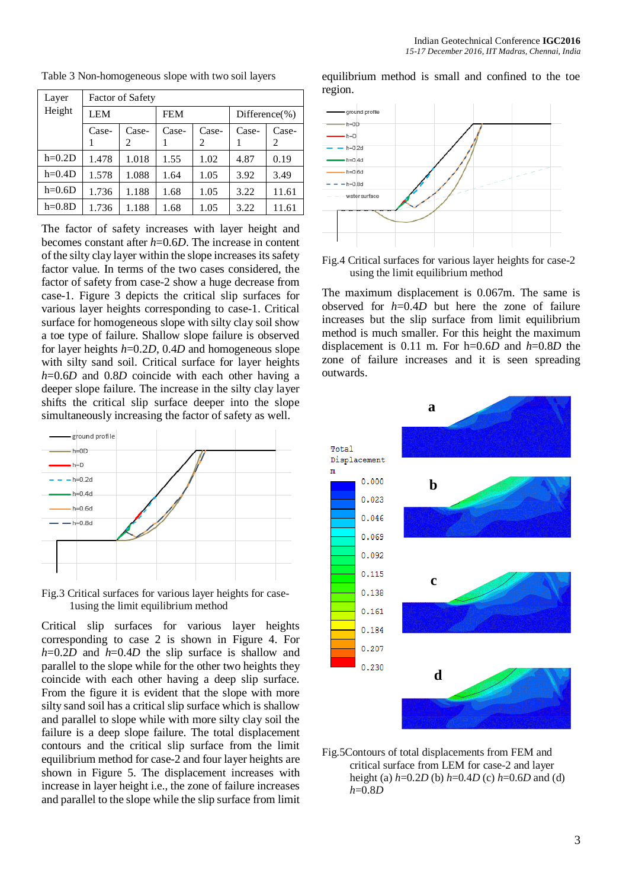Table 3 Non-homogeneous slope with two soil layers

| Layer Height | Factor of Safety | | | | | |
|---|---|---|---|---|---|---|
| | LEM | | FEM | | Difference(%) | |
| | Case-1 | Case-2 | Case-1 | Case-2 | Case-1 | Case-2 |
| h=0.2D | 1.478 | 1.018 | 1.55 | 1.02 | 4.87 | 0.19 |
| h=0.4D | 1.578 | 1.088 | 1.64 | 1.05 | 3.92 | 3.49 |
| h=0.6D | 1.736 | 1.188 | 1.68 | 1.05 | 3.22 | 11.61 |
| h=0.8D | 1.736 | 1.188 | 1.68 | 1.05 | 3.22 | 11.61 |

The factor of safety increases with layer height and becomes constant after $h$=0.6$D$. The increase in content of the silty clay layer within the slope increases its safety factor value. In terms of the two cases considered, the factor of safety from case-2 show a huge decrease from case-1. Figure 3 depicts the critical slip surfaces for various layer heights corresponding to case-1. Critical surface for homogeneous slope with silty clay soil show a toe type of failure. Shallow slope failure is observed for layer heights $h$=0.2$D$, 0.4$D$ and homogeneous slope with silty sand soil. Critical surface for layer heights $h$=0.6$D$ and 0.8$D$ coincide with each other having a deeper slope failure. The increase in the silty clay layer shifts the critical slip surface deeper into the slope simultaneously increasing the factor of safety as well.

Fig.3 Critical surfaces for various layer heights for case-1using the limit equilibrium method

Critical slip surfaces for various layer heights corresponding to case 2 is shown in Figure 4. For $h$=0.2$D$ and $h$=0.4$D$ the slip surface is shallow and parallel to the slope while for the other two heights they coincide with each other having a deep slip surface. From the figure it is evident that the slope with more silty sand soil has a critical slip surface which is shallow and parallel to slope while with more silty clay soil the failure is a deep slip surface. The total displacement contours and the critical slip surface from the limit equilibrium method for case-2 and four layer heights are shown in Figure 5. The displacement increases with increase in layer height i.e., the zone of failure increases and parallel to the slope while the slip surface from limit equilibrium method is small and confined to the toe region.

Fig.4 Critical surfaces for various layer heights for case-2 using the limit equilibrium method

The maximum displacement is 0.067m. The same is observed for $h$=0.4$D$ but here the zone of failure increases but the slip surface from limit equilibrium method is much smaller. For this height the maximum displacement is 0.11 m. For h=0.6$D$ and $h$=0.8$D$ the zone of failure increases and it is seen spreading outwards.

Fig.5Contours of total displacements from FEM and critical surface from LEM for case-2 and layer height (a) $h$=0.2$D$ (b) $h$=0.4$D$ (c) $h$=0.6$D$ and (d) $h$=0.8$D$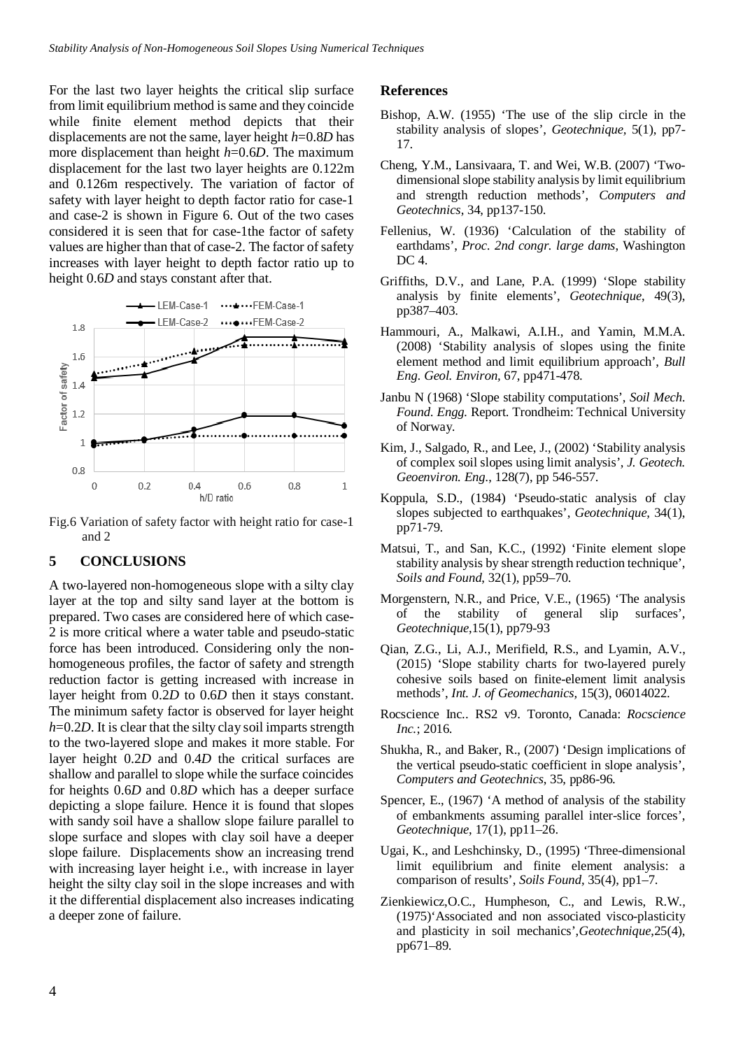For the last two layer heights the critical slip surface from limit equilibrium method is same and they coincide while finite element method depicts that their displacements are not the same, layer height $h$=0.8$D$ has more displacement than height $h$=0.6$D$. The maximum displacement for the last two layer heights are 0.122m and 0.126m respectively. The variation of factor of safety with layer height to depth factor ratio for case-1 and case-2 is shown in Figure 6. Out of the two cases considered it is seen that for case-1the factor of safety values are higher than that of case-2. The factor of safety increases with layer height to depth factor ratio up to height 0.6$D$ and stays constant after that.

LEM-Case-1
FEM-Case-1
LEM-Case-2
FEM-Case-2
Factor of safety
1.8
1.6
1.4
1.2
1
0.8
0
0.2
0.4
0.6
0.8
1
h/D ratio

Fig.6 Variation of safety factor with height ratio for case-1 and 2

## 5 CONCLUSIONS

A two-layered non-homogeneous slope with a silty clay layer at the top and silty sand layer at the bottom is prepared. Two cases are considered here of which case-2 is more critical where a water table and pseudo-static force has been introduced. Considering only the non-homogeneous profiles, the factor of safety and strength reduction factor is getting increased with increase in layer height from 0.2$D$ to 0.6$D$ then it stays constant. The minimum safety factor is observed for layer height $h$=0.2$D$. It is clear that the silty clay soil imparts strength to the two-layered slope and makes it more stable. For layer height 0.2$D$ and 0.4$D$ the critical surfaces are shallow and parallel to slope while the surface coincides for heights 0.6$D$ and 0.8$D$ which has a deeper surface depicting a slope failure. Hence it is found that slopes with sandy soil have a shallow slope failure parallel to slope surface and slopes with clay soil have a deeper slope failure. Displacements show an increasing trend with increasing layer height i.e., with increase in layer height the silty clay soil in the slope increases and with it the differential displacement also increases indicating a deeper zone of failure.

## References

Bishop, A.W. (1955) 'The use of the slip circle in the stability analysis of slopes', *Geotechnique,* 5(1), pp7-17.

Cheng, Y.M., Lansivaara, T. and Wei, W.B. (2007) 'Two-dimensional slope stability analysis by limit equilibrium and strength reduction methods', *Computers and Geotechnics*, 34, pp137-150.

Fellenius, W. (1936) 'Calculation of the stability of earthdams', *Proc. 2nd congr. large dams,* Washington DC 4.

Griffiths, D.V., and Lane, P.A. (1999) 'Slope stability analysis by finite elements', *Geotechnique*, 49(3), pp387–403.

Hammouri, A., Malkawi, A.I.H., and Yamin, M.M.A. (2008) 'Stability analysis of slopes using the finite element method and limit equilibrium approach', *Bull Eng. Geol. Environ*, 67, pp471-478.

Janbu N (1968) 'Slope stability computations', *Soil Mech. Found. Engg.* Report. Trondheim: Technical University of Norway.

Kim, J., Salgado, R., and Lee, J., (2002) 'Stability analysis of complex soil slopes using limit analysis', *J. Geotech. Geoenviron. Eng.*, 128(7), pp 546-557.

Koppula, S.D., (1984) 'Pseudo-static analysis of clay slopes subjected to earthquakes', *Geotechnique*, 34(1), pp71-79.

Matsui, T., and San, K.C., (1992) 'Finite element slope stability analysis by shear strength reduction technique', *Soils and Found,* 32(1), pp59–70.

Morgenstern, N.R., and Price, V.E., (1965) 'The analysis of the stability of general slip surfaces', *Geotechnique*,15(1), pp79-93

Qian, Z.G., Li, A.J., Merifield, R.S., and Lyamin, A.V., (2015) 'Slope stability charts for two-layered purely cohesive soils based on finite-element limit analysis methods', *Int. J. of Geomechanics*, 15(3), 06014022.

Rocscience Inc.. RS2 v9. Toronto, Canada: *Rocscience Inc.*; 2016.

Shukha, R., and Baker, R., (2007) 'Design implications of the vertical pseudo-static coefficient in slope analysis', *Computers and Geotechnics*, 35, pp86-96.

Spencer, E., (1967) 'A method of analysis of the stability of embankments assuming parallel inter-slice forces', *Geotechnique*, 17(1), pp11–26.

Ugai, K., and Leshchinsky, D., (1995) 'Three-dimensional limit equilibrium and finite element analysis: a comparison of results', *Soils Found*, 35(4), pp1–7.

Zienkiewicz,O.C., Humpheson, C., and Lewis, R.W., (1975)'Associated and non associated visco-plasticity and plasticity in soil mechanics',*Geotechnique*,25(4), pp671–89.